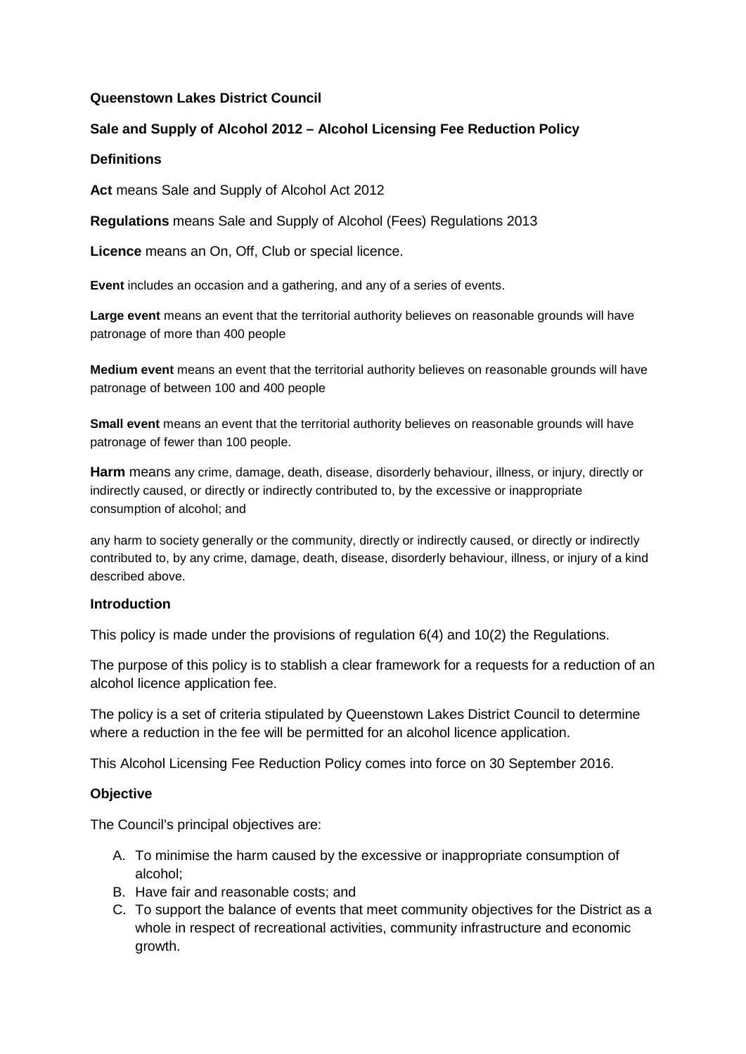**Queenstown Lakes District Council**

**Sale and Supply of Alcohol 2012 – Alcohol Licensing Fee Reduction Policy**

**Definitions**

**Act** means Sale and Supply of Alcohol Act 2012

**Regulations** means Sale and Supply of Alcohol (Fees) Regulations 2013

**Licence** means an On, Off, Club or special licence.

**Event** includes an occasion and a gathering, and any of a series of events.

**Large event** means an event that the territorial authority believes on reasonable grounds will have patronage of more than 400 people

**Medium event** means an event that the territorial authority believes on reasonable grounds will have patronage of between 100 and 400 people

**Small event** means an event that the territorial authority believes on reasonable grounds will have patronage of fewer than 100 people.

**Harm** means any crime, damage, death, disease, disorderly behaviour, illness, or injury, directly or indirectly caused, or directly or indirectly contributed to, by the excessive or inappropriate consumption of alcohol; and

any harm to society generally or the community, directly or indirectly caused, or directly or indirectly contributed to, by any crime, damage, death, disease, disorderly behaviour, illness, or injury of a kind described above.

**Introduction**

This policy is made under the provisions of regulation 6(4) and 10(2) the Regulations.

The purpose of this policy is to stablish a clear framework for a requests for a reduction of an alcohol licence application fee.

The policy is a set of criteria stipulated by Queenstown Lakes District Council to determine where a reduction in the fee will be permitted for an alcohol licence application.

This Alcohol Licensing Fee Reduction Policy comes into force on 30 September 2016.

**Objective**

The Council's principal objectives are:

A. To minimise the harm caused by the excessive or inappropriate consumption of alcohol;
B. Have fair and reasonable costs; and
C. To support the balance of events that meet community objectives for the District as a whole in respect of recreational activities, community infrastructure and economic growth.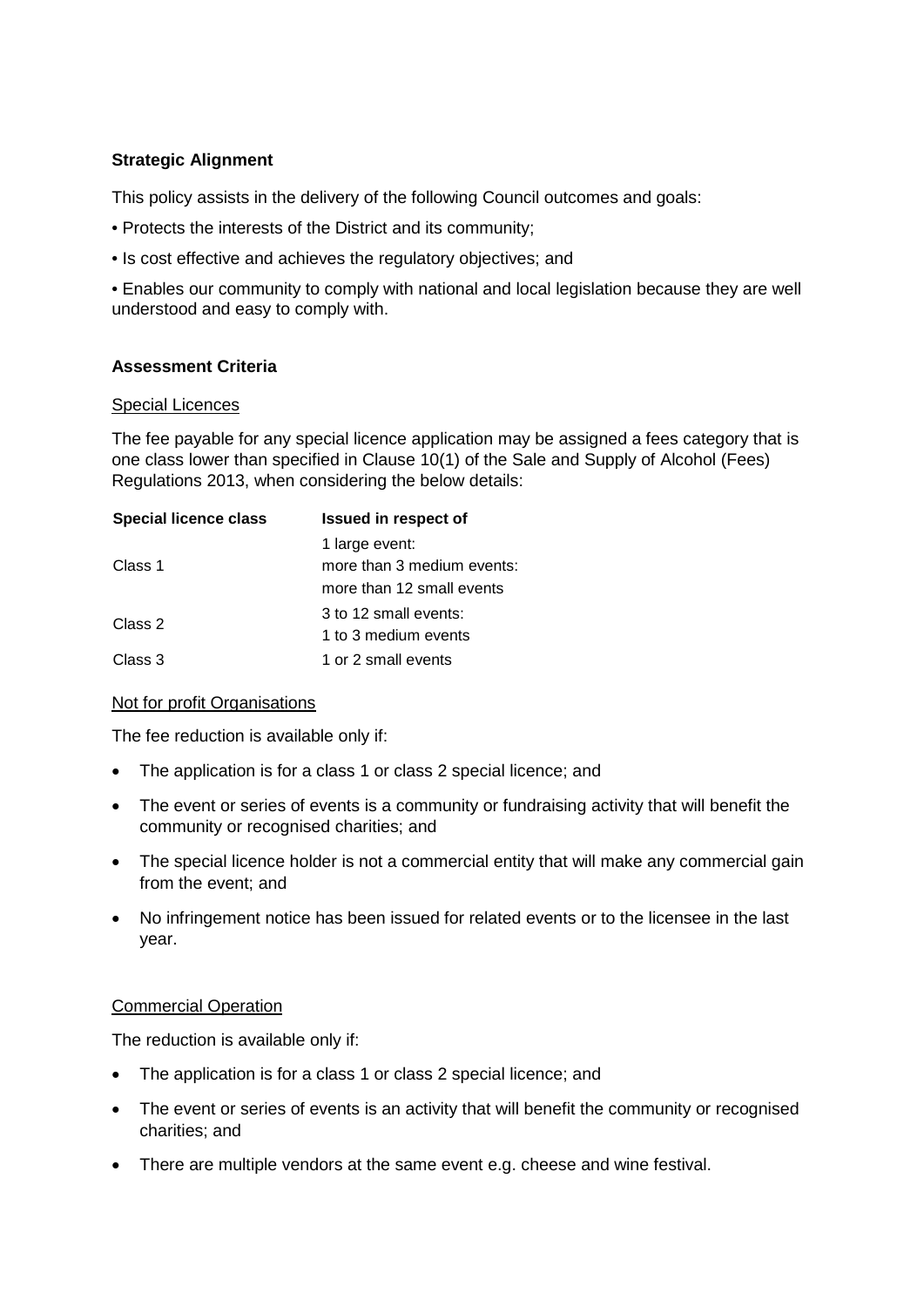**Strategic Alignment**

This policy assists in the delivery of the following Council outcomes and goals:

• Protects the interests of the District and its community;

• Is cost effective and achieves the regulatory objectives; and

• Enables our community to comply with national and local legislation because they are well understood and easy to comply with.

**Assessment Criteria**

Special Licences

The fee payable for any special licence application may be assigned a fees category that is one class lower than specified in Clause 10(1) of the Sale and Supply of Alcohol (Fees) Regulations 2013, when considering the below details:

| Special licence class | Issued in respect of |
|---|---|
| Class 1 | 1 large event:<br>more than 3 medium events:<br>more than 12 small events |
| Class 2 | 3 to 12 small events:<br>1 to 3 medium events |
| Class 3 | 1 or 2 small events |

Not for profit Organisations

The fee reduction is available only if:

- The application is for a class 1 or class 2 special licence; and
- The event or series of events is a community or fundraising activity that will benefit the community or recognised charities; and
- The special licence holder is not a commercial entity that will make any commercial gain from the event; and
- No infringement notice has been issued for related events or to the licensee in the last year.

Commercial Operation

The reduction is available only if:

- The application is for a class 1 or class 2 special licence; and
- The event or series of events is an activity that will benefit the community or recognised charities; and
- There are multiple vendors at the same event e.g. cheese and wine festival.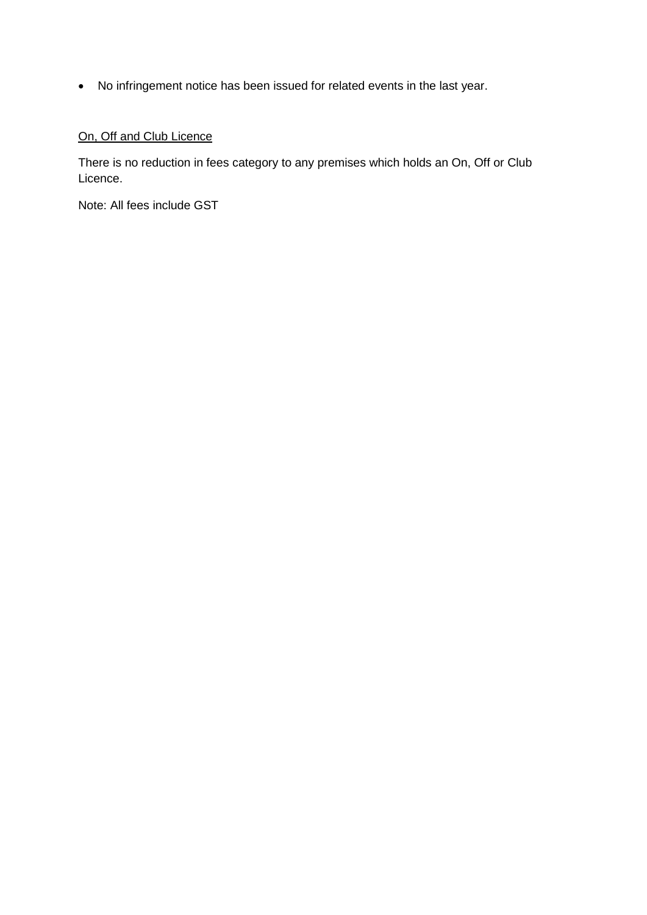- No infringement notice has been issued for related events in the last year.

On, Off and Club Licence

There is no reduction in fees category to any premises which holds an On, Off or Club Licence.

Note: All fees include GST